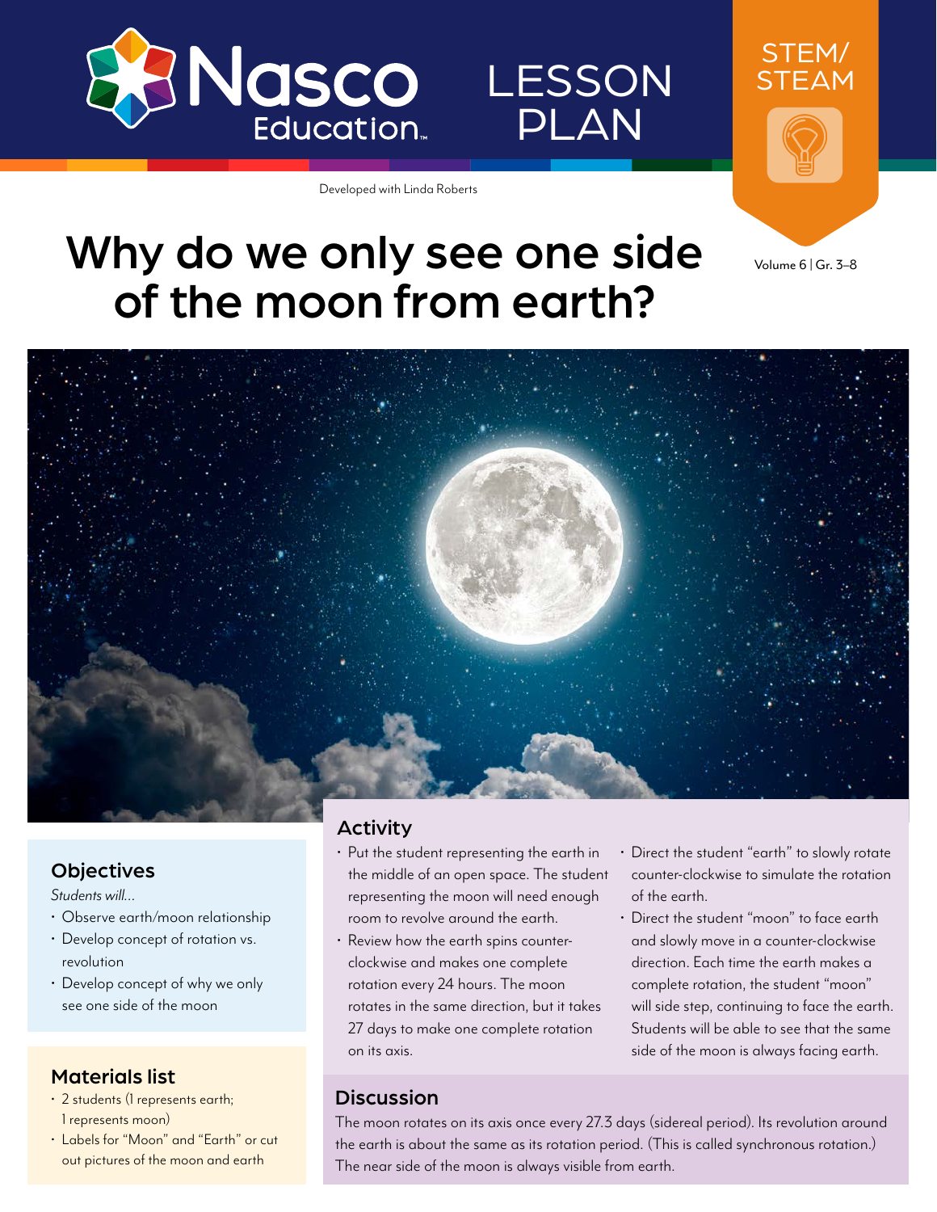Nasco Education™

LESSON PLAN

STEM/STEAM

Developed with Linda Roberts

# Why do we only see one side of the moon from earth?

Volume 6 | Gr. 3–8

## Objectives

*Students will...*

- Observe earth/moon relationship
- Develop concept of rotation vs. revolution
- Develop concept of why we only see one side of the moon

## Materials list

- 2 students (1 represents earth; 1 represents moon)
- Labels for "Moon" and "Earth" or cut out pictures of the moon and earth

## Activity

- Put the student representing the earth in the middle of an open space. The student representing the moon will need enough room to revolve around the earth.
- Review how the earth spins counter-clockwise and makes one complete rotation every 24 hours. The moon rotates in the same direction, but it takes 27 days to make one complete rotation on its axis.
- Direct the student "earth" to slowly rotate counter-clockwise to simulate the rotation of the earth.
- Direct the student "moon" to face earth and slowly move in a counter-clockwise direction. Each time the earth makes a complete rotation, the student "moon" will side step, continuing to face the earth. Students will be able to see that the same side of the moon is always facing earth.

## Discussion

The moon rotates on its axis once every 27.3 days (sidereal period). Its revolution around the earth is about the same as its rotation period. (This is called synchronous rotation.) The near side of the moon is always visible from earth.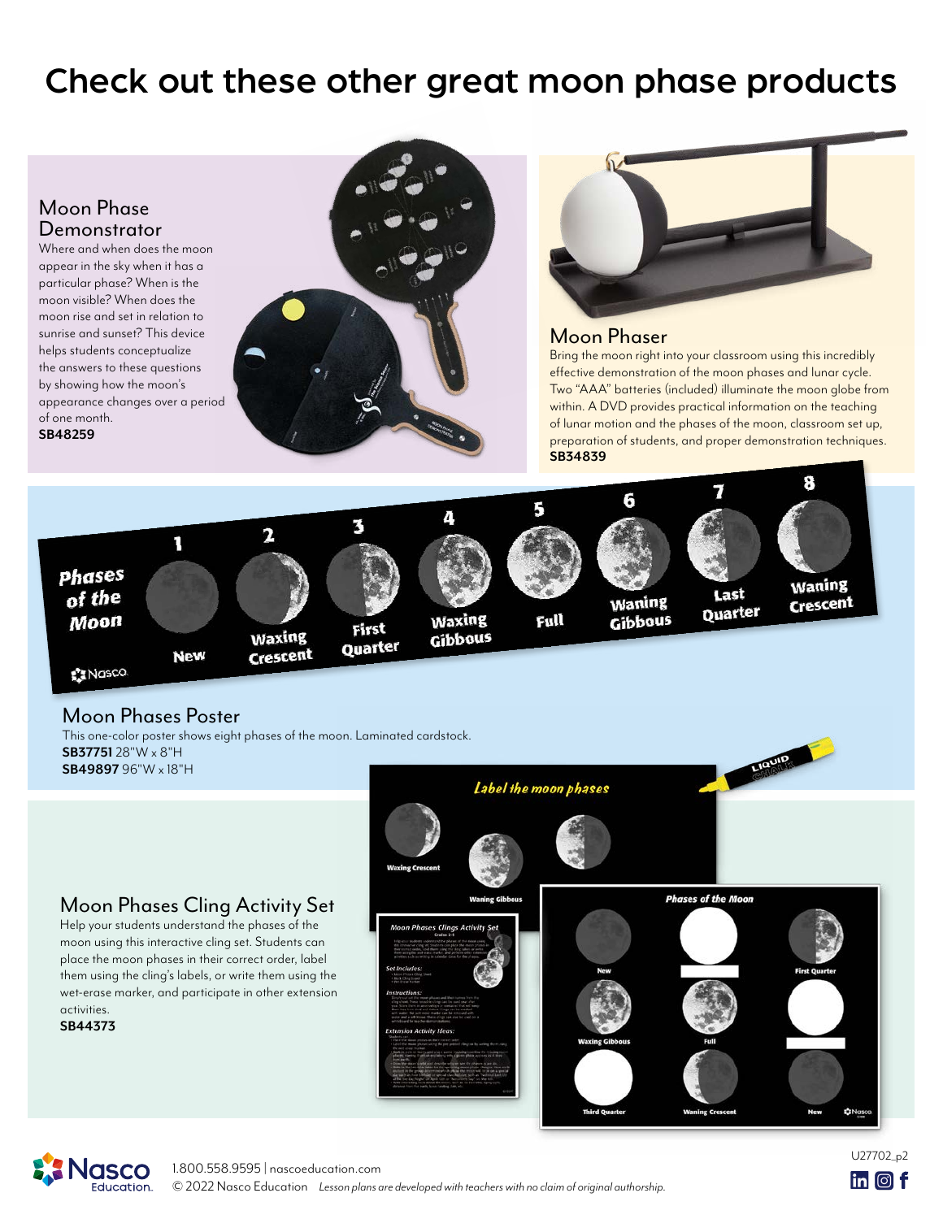# Check out these other great moon phase products

## Moon Phase Demonstrator

Where and when does the moon appear in the sky when it has a particular phase? When is the moon visible? When does the moon rise and set in relation to sunrise and sunset? This device helps students conceptualize the answers to these questions by showing how the moon's appearance changes over a period of one month.

**SB48259**

## Moon Phaser

Bring the moon right into your classroom using this incredibly effective demonstration of the moon phases and lunar cycle. Two "AAA" batteries (included) illuminate the moon globe from within. A DVD provides practical information on the teaching of lunar motion and the phases of the moon, classroom set up, preparation of students, and proper demonstration techniques.

**SB34839**

## Moon Phases Poster

This one-color poster shows eight phases of the moon. Laminated cardstock.

**SB37751** 28"W x 8"H
**SB49897** 96"W x 18"H

## Moon Phases Cling Activity Set

Help your students understand the phases of the moon using this interactive cling set. Students can place the moon phases in their correct order, label them using the cling's labels, or write them using the wet-erase marker, and participate in other extension activities.

**SB44373**

1.800.558.9595 | nascoeducation.com
© 2022 Nasco Education *Lesson plans are developed with teachers with no claim of original authorship.*